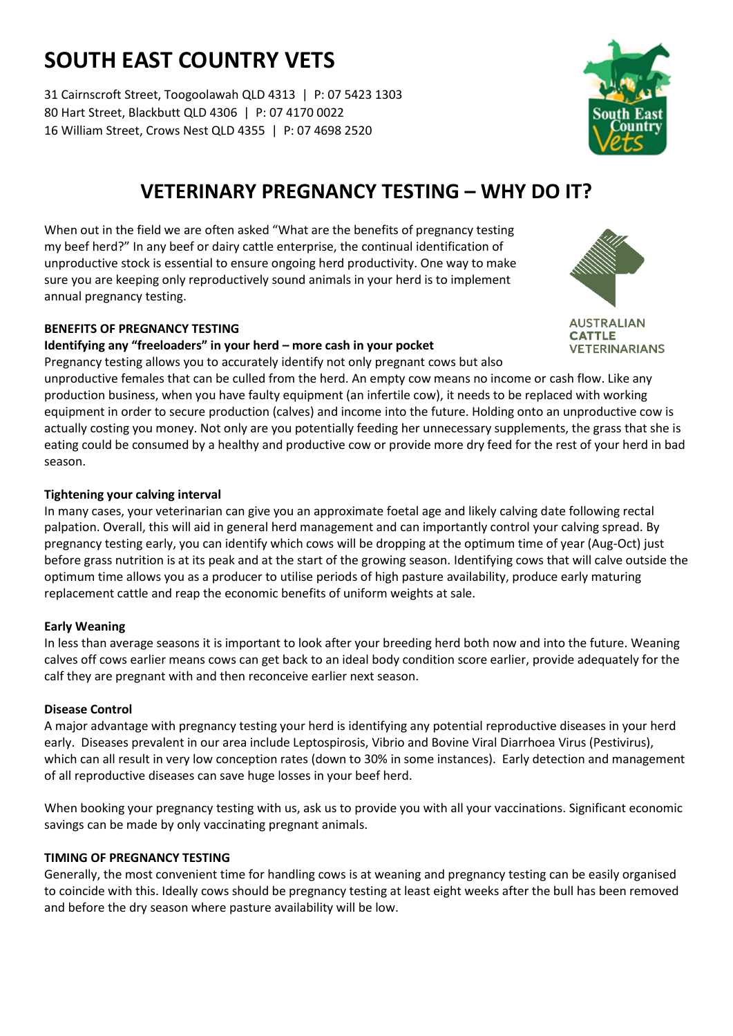# SOUTH EAST COUNTRY VETS

31 Cairnscroft Street, Toogoolawah QLD 4313 | P: 07 5423 1303
80 Hart Street, Blackbutt QLD 4306 | P: 07 4170 0022
16 William Street, Crows Nest QLD 4355 | P: 07 4698 2520

## VETERINARY PREGNANCY TESTING – WHY DO IT?

When out in the field we are often asked "What are the benefits of pregnancy testing my beef herd?" In any beef or dairy cattle enterprise, the continual identification of unproductive stock is essential to ensure ongoing herd productivity. One way to make sure you are keeping only reproductively sound animals in your herd is to implement annual pregnancy testing.

AUSTRALIAN CATTLE VETERINARIANS

### BENEFITS OF PREGNANCY TESTING

**Identifying any "freeloaders" in your herd – more cash in your pocket**

Pregnancy testing allows you to accurately identify not only pregnant cows but also unproductive females that can be culled from the herd. An empty cow means no income or cash flow. Like any production business, when you have faulty equipment (an infertile cow), it needs to be replaced with working equipment in order to secure production (calves) and income into the future. Holding onto an unproductive cow is actually costing you money. Not only are you potentially feeding her unnecessary supplements, the grass that she is eating could be consumed by a healthy and productive cow or provide more dry feed for the rest of your herd in bad season.

**Tightening your calving interval**

In many cases, your veterinarian can give you an approximate foetal age and likely calving date following rectal palpation. Overall, this will aid in general herd management and can importantly control your calving spread. By pregnancy testing early, you can identify which cows will be dropping at the optimum time of year (Aug-Oct) just before grass nutrition is at its peak and at the start of the growing season. Identifying cows that will calve outside the optimum time allows you as a producer to utilise periods of high pasture availability, produce early maturing replacement cattle and reap the economic benefits of uniform weights at sale.

**Early Weaning**

In less than average seasons it is important to look after your breeding herd both now and into the future. Weaning calves off cows earlier means cows can get back to an ideal body condition score earlier, provide adequately for the calf they are pregnant with and then reconceive earlier next season.

**Disease Control**

A major advantage with pregnancy testing your herd is identifying any potential reproductive diseases in your herd early. Diseases prevalent in our area include Leptospirosis, Vibrio and Bovine Viral Diarrhoea Virus (Pestivirus), which can all result in very low conception rates (down to 30% in some instances). Early detection and management of all reproductive diseases can save huge losses in your beef herd.

When booking your pregnancy testing with us, ask us to provide you with all your vaccinations. Significant economic savings can be made by only vaccinating pregnant animals.

### TIMING OF PREGNANCY TESTING

Generally, the most convenient time for handling cows is at weaning and pregnancy testing can be easily organised to coincide with this. Ideally cows should be pregnancy testing at least eight weeks after the bull has been removed and before the dry season where pasture availability will be low.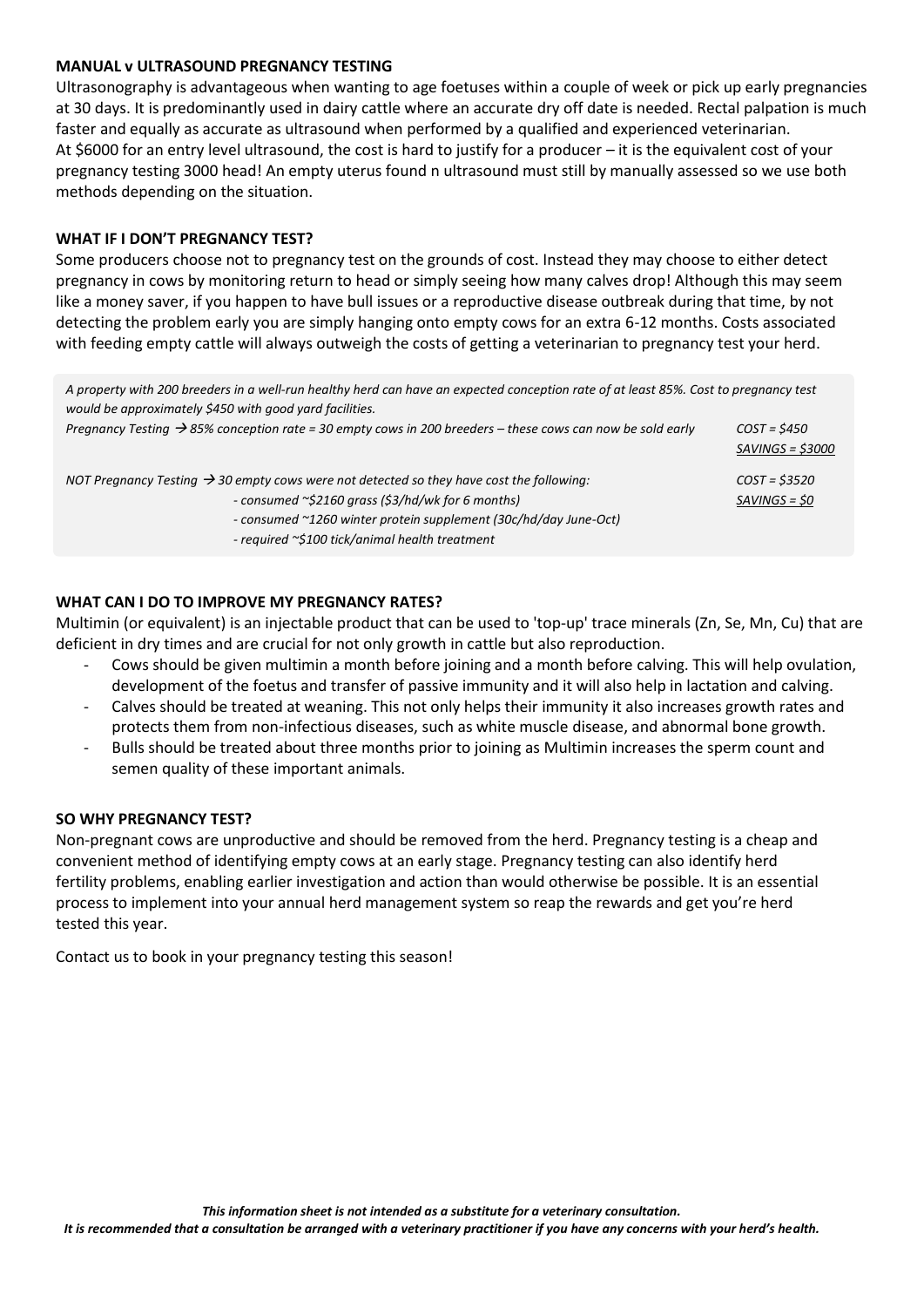**MANUAL v ULTRASOUND PREGNANCY TESTING**

Ultrasonography is advantageous when wanting to age foetuses within a couple of week or pick up early pregnancies at 30 days. It is predominantly used in dairy cattle where an accurate dry off date is needed. Rectal palpation is much faster and equally as accurate as ultrasound when performed by a qualified and experienced veterinarian.
At $6000 for an entry level ultrasound, the cost is hard to justify for a producer – it is the equivalent cost of your pregnancy testing 3000 head! An empty uterus found n ultrasound must still by manually assessed so we use both methods depending on the situation.

**WHAT IF I DON'T PREGNANCY TEST?**

Some producers choose not to pregnancy test on the grounds of cost. Instead they may choose to either detect pregnancy in cows by monitoring return to head or simply seeing how many calves drop! Although this may seem like a money saver, if you happen to have bull issues or a reproductive disease outbreak during that time, by not detecting the problem early you are simply hanging onto empty cows for an extra 6-12 months. Costs associated with feeding empty cattle will always outweigh the costs of getting a veterinarian to pregnancy test your herd.

*A property with 200 breeders in a well-run healthy herd can have an expected conception rate of at least 85%. Cost to pregnancy test would be approximately $450 with good yard facilities.*

| | |
|---|---|
| *Pregnancy Testing → 85% conception rate = 30 empty cows in 200 breeders – these cows can now be sold early* | *COST = $450*<br>*SAVINGS = $3000* |
| *NOT Pregnancy Testing → 30 empty cows were not detected so they have cost the following:*<br>*- consumed ~$2160 grass ($3/hd/wk for 6 months)*<br>*- consumed ~1260 winter protein supplement (30c/hd/day June-Oct)*<br>*- required ~$100 tick/animal health treatment* | *COST = $3520*<br>*SAVINGS = $0* |

**WHAT CAN I DO TO IMPROVE MY PREGNANCY RATES?**

Multimin (or equivalent) is an injectable product that can be used to 'top-up' trace minerals (Zn, Se, Mn, Cu) that are deficient in dry times and are crucial for not only growth in cattle but also reproduction.

- Cows should be given multimin a month before joining and a month before calving. This will help ovulation, development of the foetus and transfer of passive immunity and it will also help in lactation and calving.
- Calves should be treated at weaning. This not only helps their immunity it also increases growth rates and protects them from non-infectious diseases, such as white muscle disease, and abnormal bone growth.
- Bulls should be treated about three months prior to joining as Multimin increases the sperm count and semen quality of these important animals.

**SO WHY PREGNANCY TEST?**

Non-pregnant cows are unproductive and should be removed from the herd. Pregnancy testing is a cheap and convenient method of identifying empty cows at an early stage. Pregnancy testing can also identify herd fertility problems, enabling earlier investigation and action than would otherwise be possible. It is an essential process to implement into your annual herd management system so reap the rewards and get you're herd tested this year.

Contact us to book in your pregnancy testing this season!

***This information sheet is not intended as a substitute for a veterinary consultation.***
***It is recommended that a consultation be arranged with a veterinary practitioner if you have any concerns with your herd's health.***